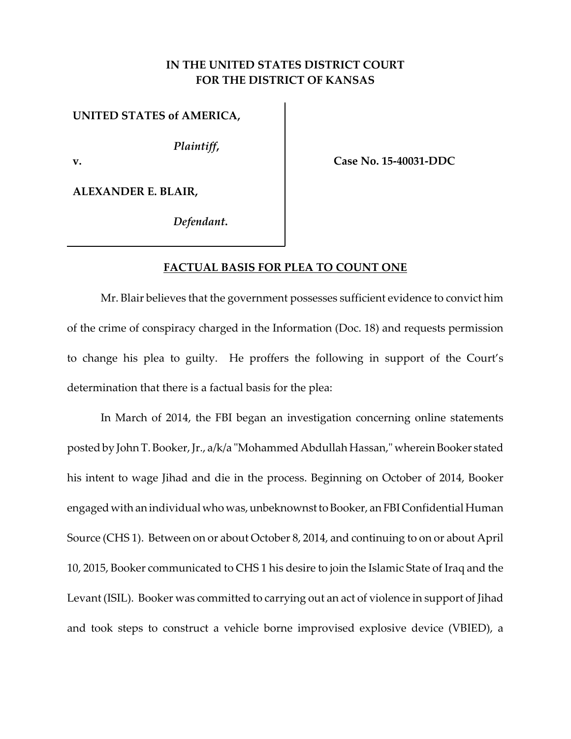**IN THE UNITED STATES DISTRICT COURT**
**FOR THE DISTRICT OF KANSAS**

| | |
|---|---|
| **UNITED STATES of AMERICA,** | |
| *Plaintiff*, | |
| **v.** | **Case No. 15-40031-DDC** |
| **ALEXANDER E. BLAIR,** | |
| *Defendant*. | |

**FACTUAL BASIS FOR PLEA TO COUNT ONE**

Mr. Blair believes that the government possesses sufficient evidence to convict him of the crime of conspiracy charged in the Information (Doc. 18) and requests permission to change his plea to guilty. He proffers the following in support of the Court's determination that there is a factual basis for the plea:

In March of 2014, the FBI began an investigation concerning online statements posted by John T. Booker, Jr., a/k/a "Mohammed Abdullah Hassan," wherein Booker stated his intent to wage Jihad and die in the process. Beginning on October of 2014, Booker engaged with an individual who was, unbeknownst to Booker, an FBI Confidential Human Source (CHS 1). Between on or about October 8, 2014, and continuing to on or about April 10, 2015, Booker communicated to CHS 1 his desire to join the Islamic State of Iraq and the Levant (ISIL). Booker was committed to carrying out an act of violence in support of Jihad and took steps to construct a vehicle borne improvised explosive device (VBIED), a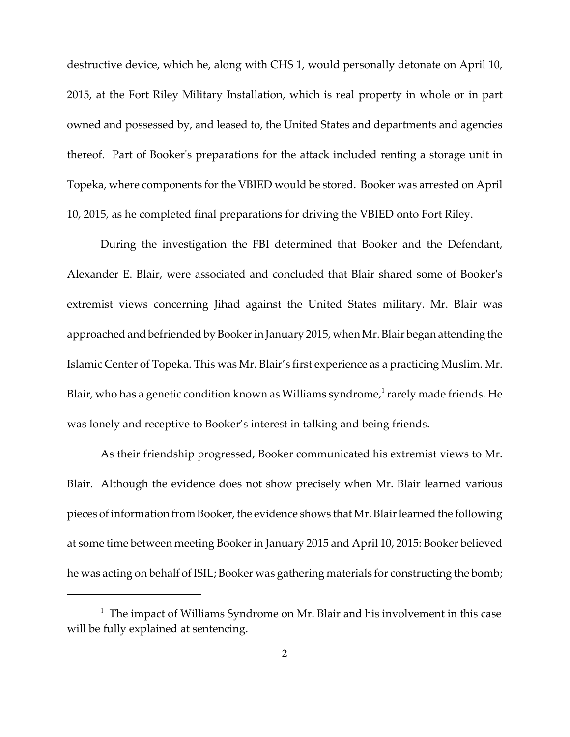destructive device, which he, along with CHS 1, would personally detonate on April 10, 2015, at the Fort Riley Military Installation, which is real property in whole or in part owned and possessed by, and leased to, the United States and departments and agencies thereof. Part of Booker's preparations for the attack included renting a storage unit in Topeka, where components for the VBIED would be stored. Booker was arrested on April 10, 2015, as he completed final preparations for driving the VBIED onto Fort Riley.

During the investigation the FBI determined that Booker and the Defendant, Alexander E. Blair, were associated and concluded that Blair shared some of Booker's extremist views concerning Jihad against the United States military. Mr. Blair was approached and befriended by Booker in January 2015, when Mr. Blair began attending the Islamic Center of Topeka. This was Mr. Blair's first experience as a practicing Muslim. Mr. Blair, who has a genetic condition known as Williams syndrome,[1] rarely made friends. He was lonely and receptive to Booker's interest in talking and being friends.

As their friendship progressed, Booker communicated his extremist views to Mr. Blair. Although the evidence does not show precisely when Mr. Blair learned various pieces of information from Booker, the evidence shows that Mr. Blair learned the following at some time between meeting Booker in January 2015 and April 10, 2015: Booker believed he was acting on behalf of ISIL; Booker was gathering materials for constructing the bomb;

[1] The impact of Williams Syndrome on Mr. Blair and his involvement in this case will be fully explained at sentencing.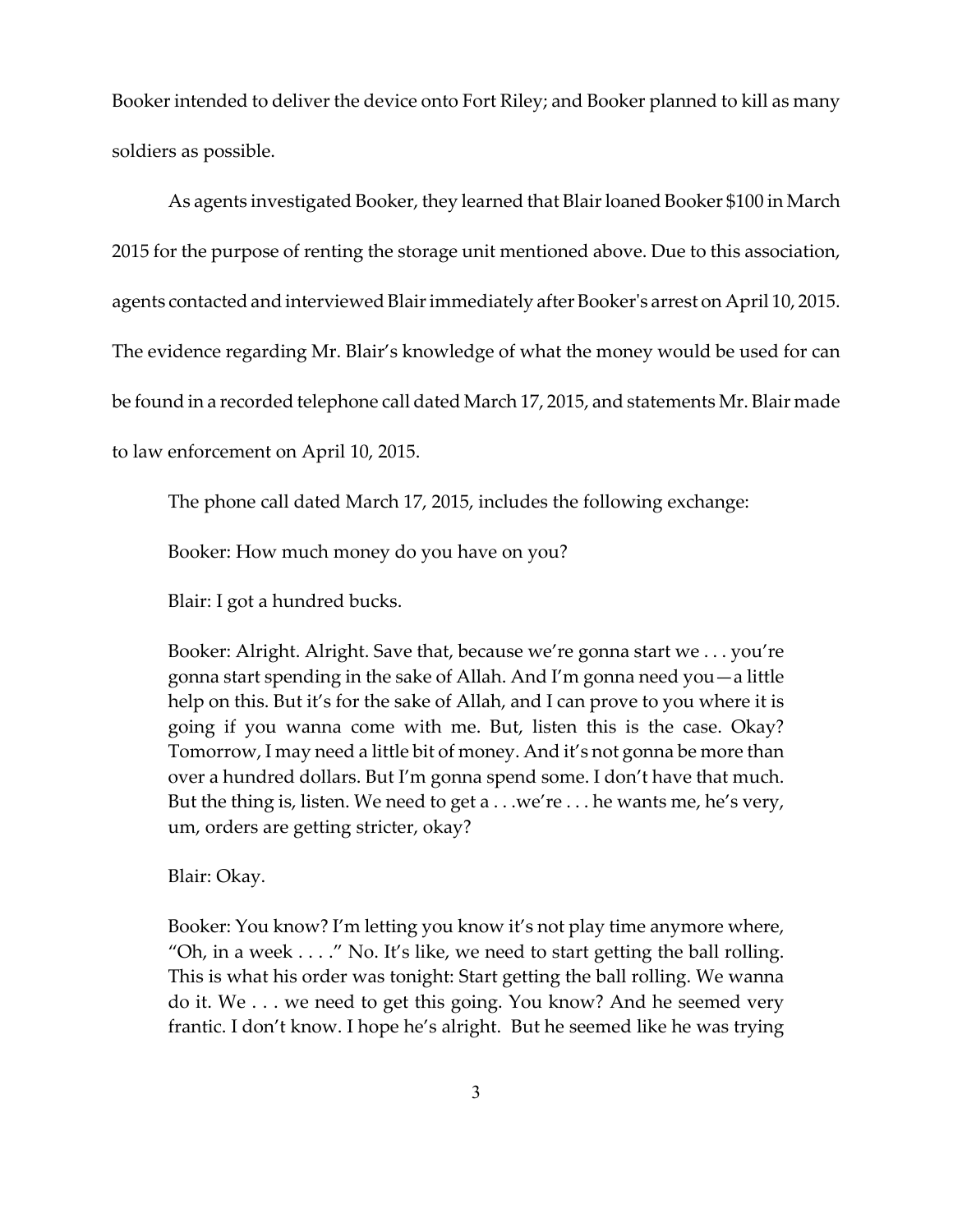Booker intended to deliver the device onto Fort Riley; and Booker planned to kill as many soldiers as possible.

As agents investigated Booker, they learned that Blair loaned Booker $100 in March 2015 for the purpose of renting the storage unit mentioned above. Due to this association, agents contacted and interviewed Blair immediately after Booker's arrest on April 10, 2015. The evidence regarding Mr. Blair's knowledge of what the money would be used for can be found in a recorded telephone call dated March 17, 2015, and statements Mr. Blair made to law enforcement on April 10, 2015.

The phone call dated March 17, 2015, includes the following exchange:

> Booker: How much money do you have on you?
>
> Blair: I got a hundred bucks.
>
> Booker: Alright. Alright. Save that, because we're gonna start we . . . you're gonna start spending in the sake of Allah. And I'm gonna need you—a little help on this. But it's for the sake of Allah, and I can prove to you where it is going if you wanna come with me. But, listen this is the case. Okay? Tomorrow, I may need a little bit of money. And it's not gonna be more than over a hundred dollars. But I'm gonna spend some. I don't have that much. But the thing is, listen. We need to get a . . .we're . . . he wants me, he's very, um, orders are getting stricter, okay?
>
> Blair: Okay.
>
> Booker: You know? I'm letting you know it's not play time anymore where, "Oh, in a week . . . ." No. It's like, we need to start getting the ball rolling. This is what his order was tonight: Start getting the ball rolling. We wanna do it. We . . . we need to get this going. You know? And he seemed very frantic. I don't know. I hope he's alright. But he seemed like he was trying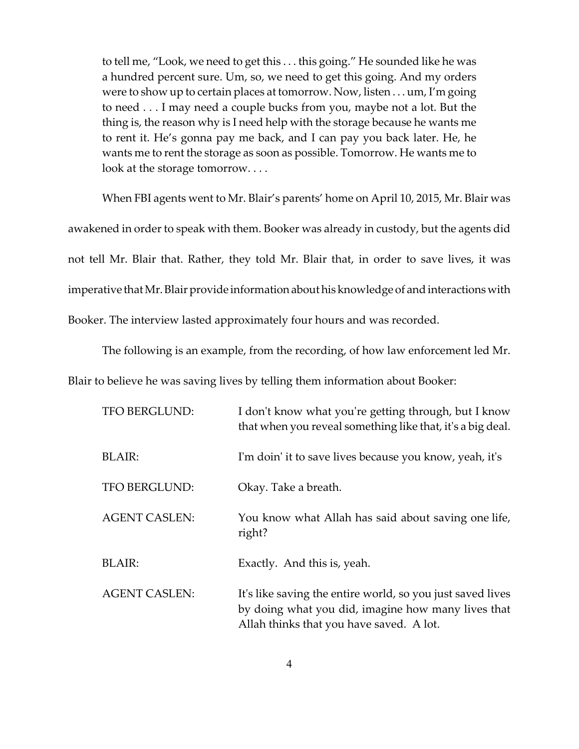> to tell me, "Look, we need to get this . . . this going." He sounded like he was a hundred percent sure. Um, so, we need to get this going. And my orders were to show up to certain places at tomorrow. Now, listen . . . um, I'm going to need . . . I may need a couple bucks from you, maybe not a lot. But the thing is, the reason why is I need help with the storage because he wants me to rent it. He's gonna pay me back, and I can pay you back later. He, he wants me to rent the storage as soon as possible. Tomorrow. He wants me to look at the storage tomorrow. . . .

When FBI agents went to Mr. Blair's parents' home on April 10, 2015, Mr. Blair was awakened in order to speak with them. Booker was already in custody, but the agents did not tell Mr. Blair that. Rather, they told Mr. Blair that, in order to save lives, it was imperative that Mr. Blair provide information about his knowledge of and interactions with Booker. The interview lasted approximately four hours and was recorded.

The following is an example, from the recording, of how law enforcement led Mr. Blair to believe he was saving lives by telling them information about Booker:

| | |
|---|---|
| TFO BERGLUND: | I don't know what you're getting through, but I know that when you reveal something like that, it's a big deal. |
| BLAIR: | I'm doin' it to save lives because you know, yeah, it's |
| TFO BERGLUND: | Okay. Take a breath. |
| AGENT CASLEN: | You know what Allah has said about saving one life, right? |
| BLAIR: | Exactly. And this is, yeah. |
| AGENT CASLEN: | It's like saving the entire world, so you just saved lives by doing what you did, imagine how many lives that Allah thinks that you have saved. A lot. |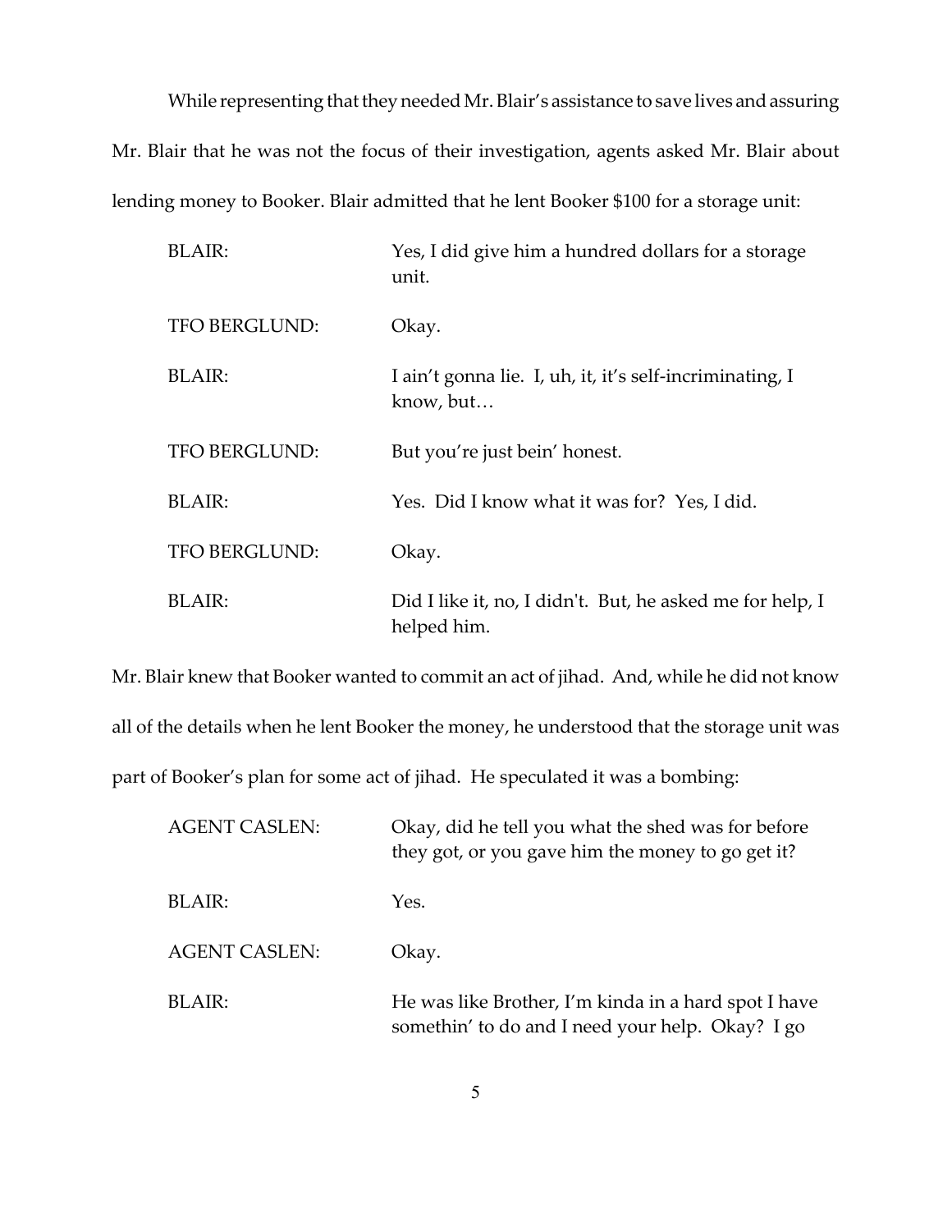While representing that they needed Mr. Blair's assistance to save lives and assuring Mr. Blair that he was not the focus of their investigation, agents asked Mr. Blair about lending money to Booker. Blair admitted that he lent Booker $100 for a storage unit:

| | |
|---|---|
| BLAIR: | Yes, I did give him a hundred dollars for a storage unit. |
| TFO BERGLUND: | Okay. |
| BLAIR: | I ain't gonna lie. I, uh, it, it's self-incriminating, I know, but… |
| TFO BERGLUND: | But you're just bein' honest. |
| BLAIR: | Yes. Did I know what it was for? Yes, I did. |
| TFO BERGLUND: | Okay. |
| BLAIR: | Did I like it, no, I didn't. But, he asked me for help, I helped him. |

Mr. Blair knew that Booker wanted to commit an act of jihad. And, while he did not know all of the details when he lent Booker the money, he understood that the storage unit was part of Booker's plan for some act of jihad. He speculated it was a bombing:

| | |
|---|---|
| AGENT CASLEN: | Okay, did he tell you what the shed was for before they got, or you gave him the money to go get it? |
| BLAIR: | Yes. |
| AGENT CASLEN: | Okay. |
| BLAIR: | He was like Brother, I'm kinda in a hard spot I have somethin' to do and I need your help. Okay? I go |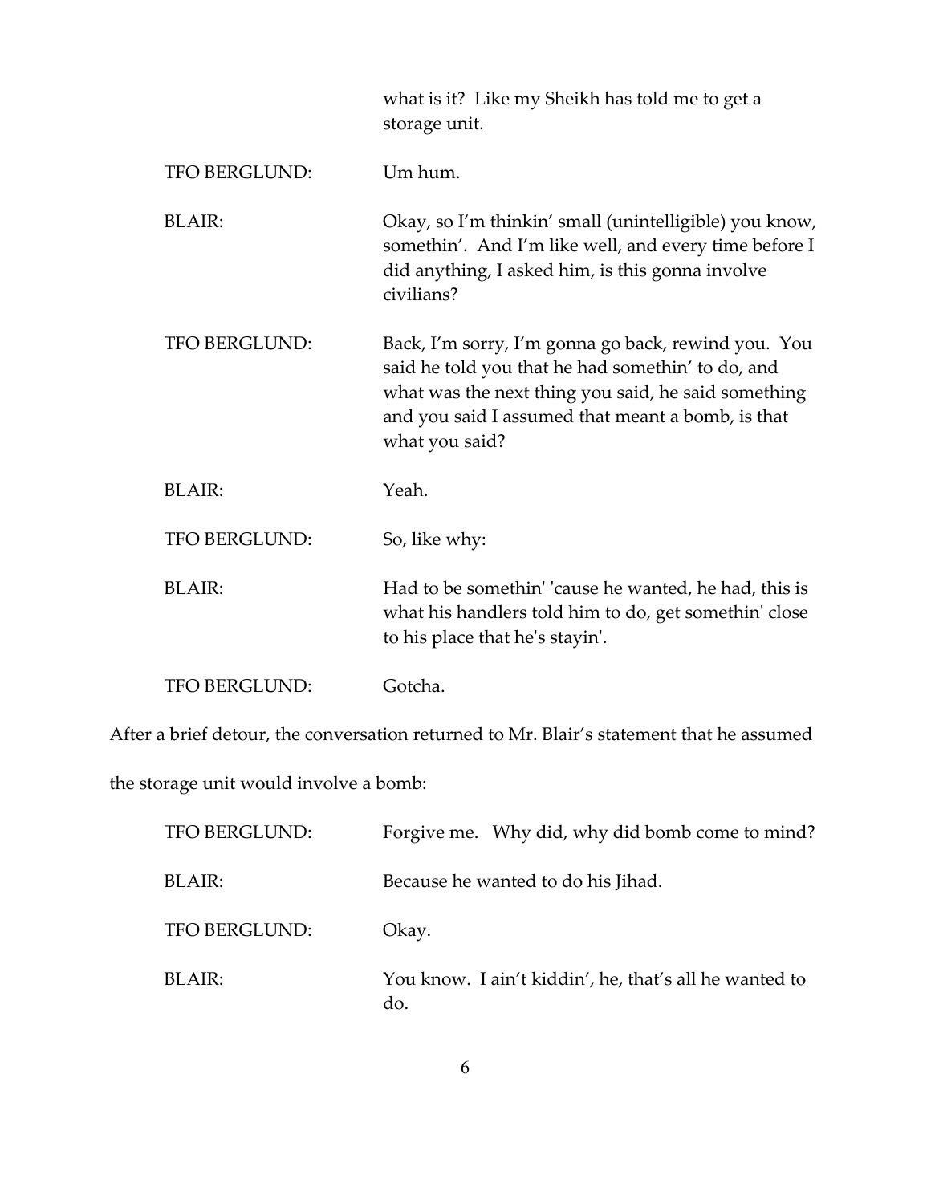what is it? Like my Sheikh has told me to get a storage unit.

| | |
|---|---|
| TFO BERGLUND: | Um hum. |
| BLAIR: | Okay, so I'm thinkin' small (unintelligible) you know, somethin'. And I'm like well, and every time before I did anything, I asked him, is this gonna involve civilians? |
| TFO BERGLUND: | Back, I'm sorry, I'm gonna go back, rewind you. You said he told you that he had somethin' to do, and what was the next thing you said, he said something and you said I assumed that meant a bomb, is that what you said? |
| BLAIR: | Yeah. |
| TFO BERGLUND: | So, like why: |
| BLAIR: | Had to be somethin' 'cause he wanted, he had, this is what his handlers told him to do, get somethin' close to his place that he's stayin'. |
| TFO BERGLUND: | Gotcha. |

After a brief detour, the conversation returned to Mr. Blair's statement that he assumed the storage unit would involve a bomb:

| | |
|---|---|
| TFO BERGLUND: | Forgive me. Why did, why did bomb come to mind? |
| BLAIR: | Because he wanted to do his Jihad. |
| TFO BERGLUND: | Okay. |
| BLAIR: | You know. I ain't kiddin', he, that's all he wanted to do. |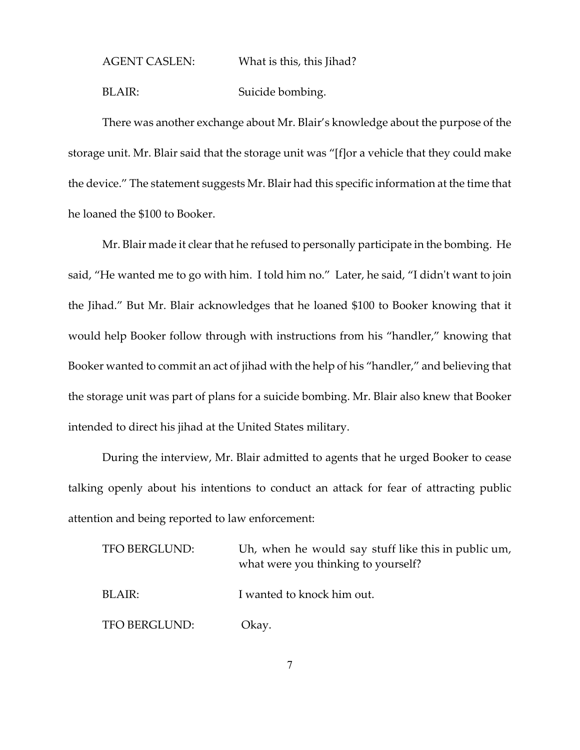AGENT CASLEN: What is this, this Jihad?

BLAIR: Suicide bombing.

There was another exchange about Mr. Blair's knowledge about the purpose of the storage unit. Mr. Blair said that the storage unit was "[f]or a vehicle that they could make the device." The statement suggests Mr. Blair had this specific information at the time that he loaned the $100 to Booker.

Mr. Blair made it clear that he refused to personally participate in the bombing. He said, "He wanted me to go with him. I told him no." Later, he said, "I didn't want to join the Jihad." But Mr. Blair acknowledges that he loaned $100 to Booker knowing that it would help Booker follow through with instructions from his "handler," knowing that Booker wanted to commit an act of jihad with the help of his "handler," and believing that the storage unit was part of plans for a suicide bombing. Mr. Blair also knew that Booker intended to direct his jihad at the United States military.

During the interview, Mr. Blair admitted to agents that he urged Booker to cease talking openly about his intentions to conduct an attack for fear of attracting public attention and being reported to law enforcement:

TFO BERGLUND: Uh, when he would say stuff like this in public um, what were you thinking to yourself?

BLAIR: I wanted to knock him out.

TFO BERGLUND: Okay.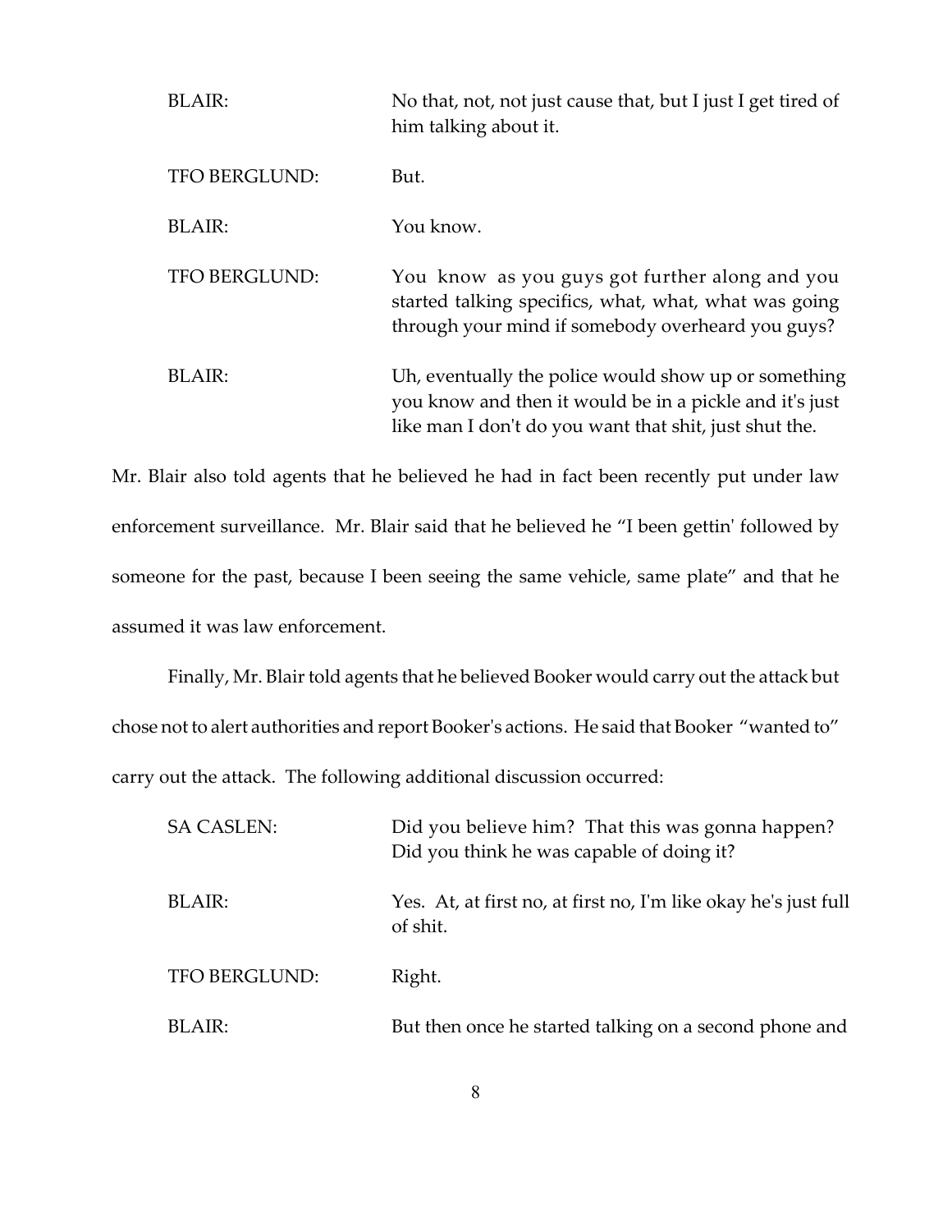| | |
|---|---|
| BLAIR: | No that, not, not just cause that, but I just I get tired of him talking about it. |
| TFO BERGLUND: | But. |
| BLAIR: | You know. |
| TFO BERGLUND: | You know as you guys got further along and you started talking specifics, what, what, what was going through your mind if somebody overheard you guys? |
| BLAIR: | Uh, eventually the police would show up or something you know and then it would be in a pickle and it's just like man I don't do you want that shit, just shut the. |

Mr. Blair also told agents that he believed he had in fact been recently put under law enforcement surveillance. Mr. Blair said that he believed he "I been gettin' followed by someone for the past, because I been seeing the same vehicle, same plate" and that he assumed it was law enforcement.

Finally, Mr. Blair told agents that he believed Booker would carry out the attack but chose not to alert authorities and report Booker's actions. He said that Booker "wanted to" carry out the attack. The following additional discussion occurred:

| | |
|---|---|
| SA CASLEN: | Did you believe him? That this was gonna happen? Did you think he was capable of doing it? |
| BLAIR: | Yes. At, at first no, at first no, I'm like okay he's just full of shit. |
| TFO BERGLUND: | Right. |
| BLAIR: | But then once he started talking on a second phone and |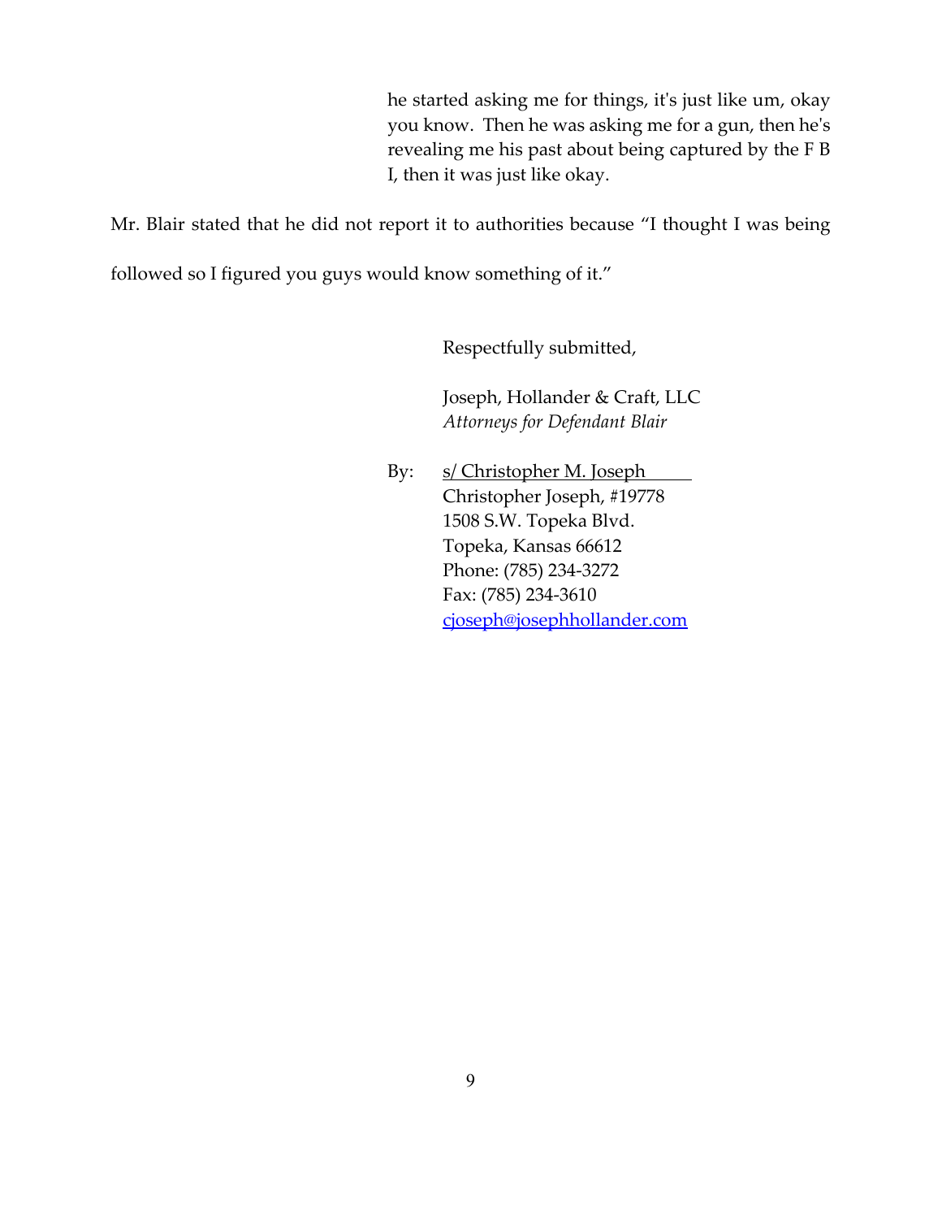> he started asking me for things, it's just like um, okay you know. Then he was asking me for a gun, then he's revealing me his past about being captured by the F B I, then it was just like okay.

Mr. Blair stated that he did not report it to authorities because "I thought I was being followed so I figured you guys would know something of it."

Respectfully submitted,

Joseph, Hollander & Craft, LLC
*Attorneys for Defendant Blair*

By: s/ Christopher M. Joseph
Christopher Joseph, #19778
1508 S.W. Topeka Blvd.
Topeka, Kansas 66612
Phone: (785) 234-3272
Fax: (785) 234-3610
cjoseph@josephhollander.com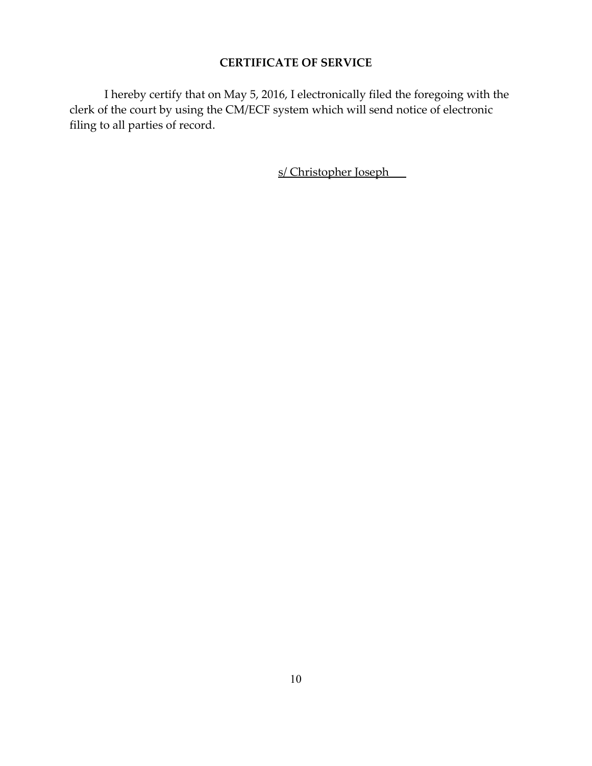**CERTIFICATE OF SERVICE**

I hereby certify that on May 5, 2016, I electronically filed the foregoing with the clerk of the court by using the CM/ECF system which will send notice of electronic filing to all parties of record.

s/ Christopher Joseph